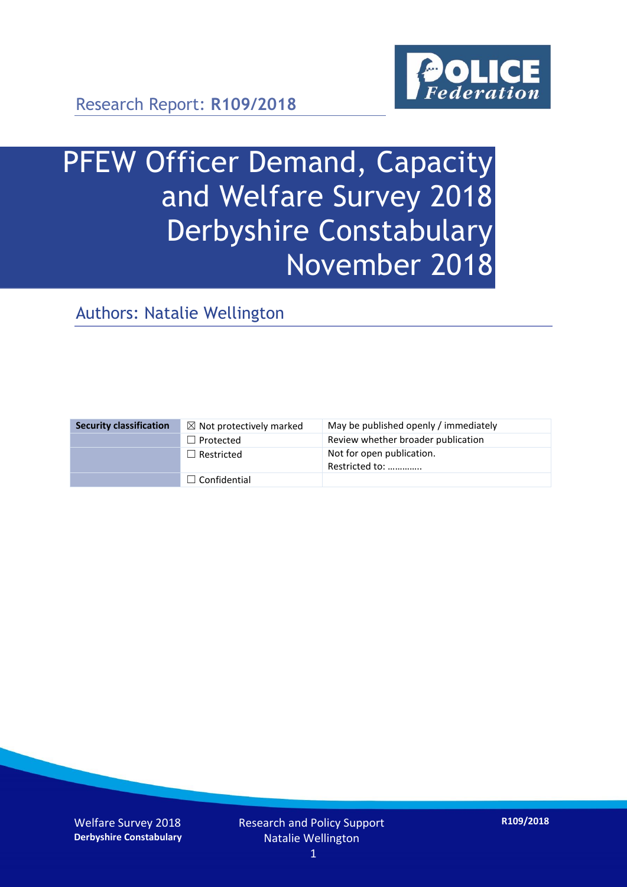Research Report: **R109/2018**

# PFEW Officer Demand, Capacity and Welfare Survey 2018 Derbyshire Constabulary November 2018

## Authors: Natalie Wellington

| Security classification | | |
|---|---|---|
| | ☒ Not protectively marked | May be published openly / immediately |
| | ☐ Protected | Review whether broader publication |
| | ☐ Restricted | Not for open publication. Restricted to: ………….. |
| | ☐ Confidential | |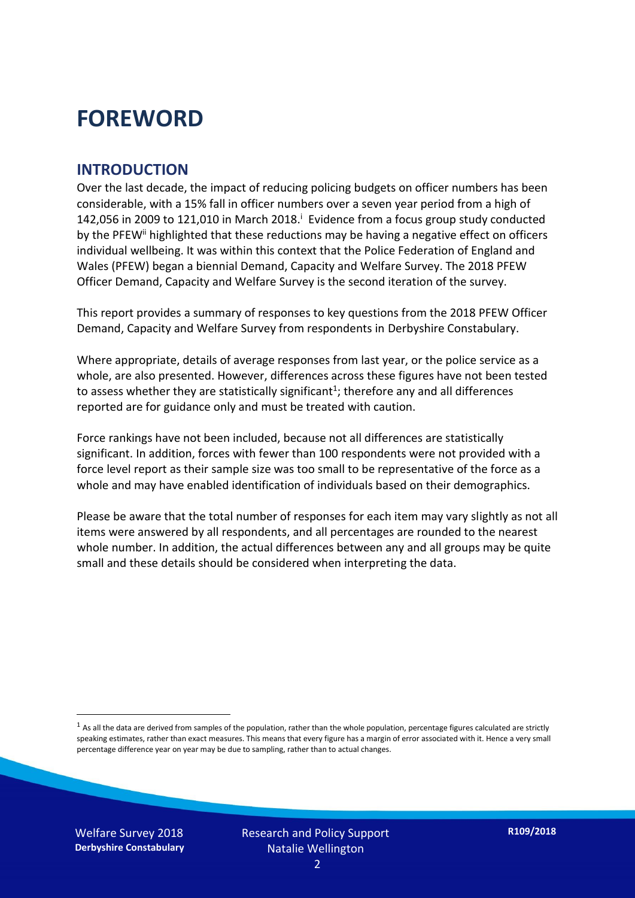# FOREWORD

## INTRODUCTION

Over the last decade, the impact of reducing policing budgets on officer numbers has been considerable, with a 15% fall in officer numbers over a seven year period from a high of 142,056 in 2009 to 121,010 in March 2018.[i] Evidence from a focus group study conducted by the PFEW[ii] highlighted that these reductions may be having a negative effect on officers individual wellbeing. It was within this context that the Police Federation of England and Wales (PFEW) began a biennial Demand, Capacity and Welfare Survey. The 2018 PFEW Officer Demand, Capacity and Welfare Survey is the second iteration of the survey.

This report provides a summary of responses to key questions from the 2018 PFEW Officer Demand, Capacity and Welfare Survey from respondents in Derbyshire Constabulary.

Where appropriate, details of average responses from last year, or the police service as a whole, are also presented. However, differences across these figures have not been tested to assess whether they are statistically significant[1]; therefore any and all differences reported are for guidance only and must be treated with caution.

Force rankings have not been included, because not all differences are statistically significant. In addition, forces with fewer than 100 respondents were not provided with a force level report as their sample size was too small to be representative of the force as a whole and may have enabled identification of individuals based on their demographics.

Please be aware that the total number of responses for each item may vary slightly as not all items were answered by all respondents, and all percentages are rounded to the nearest whole number. In addition, the actual differences between any and all groups may be quite small and these details should be considered when interpreting the data.

[1] As all the data are derived from samples of the population, rather than the whole population, percentage figures calculated are strictly speaking estimates, rather than exact measures. This means that every figure has a margin of error associated with it. Hence a very small percentage difference year on year may be due to sampling, rather than to actual changes.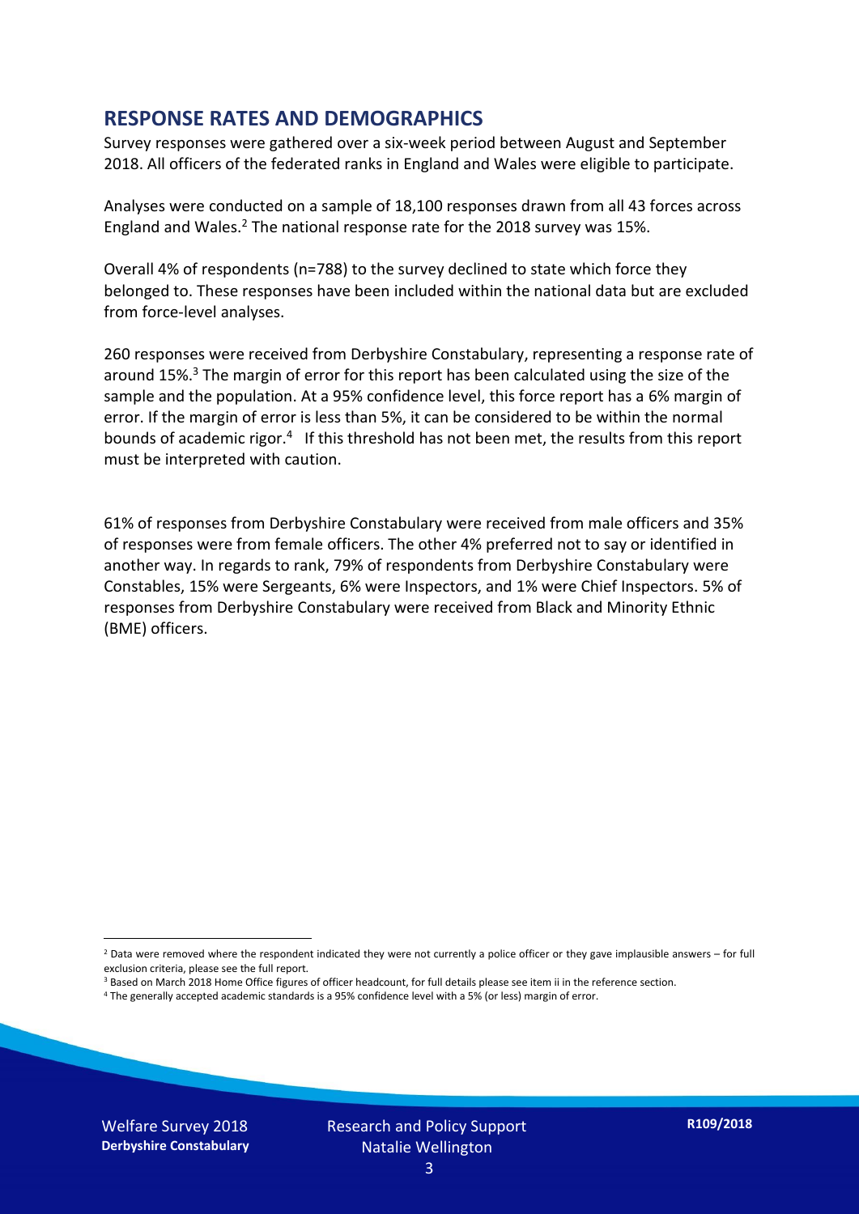## RESPONSE RATES AND DEMOGRAPHICS

Survey responses were gathered over a six-week period between August and September 2018. All officers of the federated ranks in England and Wales were eligible to participate.

Analyses were conducted on a sample of 18,100 responses drawn from all 43 forces across England and Wales.[2] The national response rate for the 2018 survey was 15%.

Overall 4% of respondents (n=788) to the survey declined to state which force they belonged to. These responses have been included within the national data but are excluded from force-level analyses.

260 responses were received from Derbyshire Constabulary, representing a response rate of around 15%.[3] The margin of error for this report has been calculated using the size of the sample and the population. At a 95% confidence level, this force report has a 6% margin of error. If the margin of error is less than 5%, it can be considered to be within the normal bounds of academic rigor.[4] If this threshold has not been met, the results from this report must be interpreted with caution.

61% of responses from Derbyshire Constabulary were received from male officers and 35% of responses were from female officers. The other 4% preferred not to say or identified in another way. In regards to rank, 79% of respondents from Derbyshire Constabulary were Constables, 15% were Sergeants, 6% were Inspectors, and 1% were Chief Inspectors. 5% of responses from Derbyshire Constabulary were received from Black and Minority Ethnic (BME) officers.

---

[2] Data were removed where the respondent indicated they were not currently a police officer or they gave implausible answers – for full exclusion criteria, please see the full report.

[3] Based on March 2018 Home Office figures of officer headcount, for full details please see item ii in the reference section.

[4] The generally accepted academic standards is a 95% confidence level with a 5% (or less) margin of error.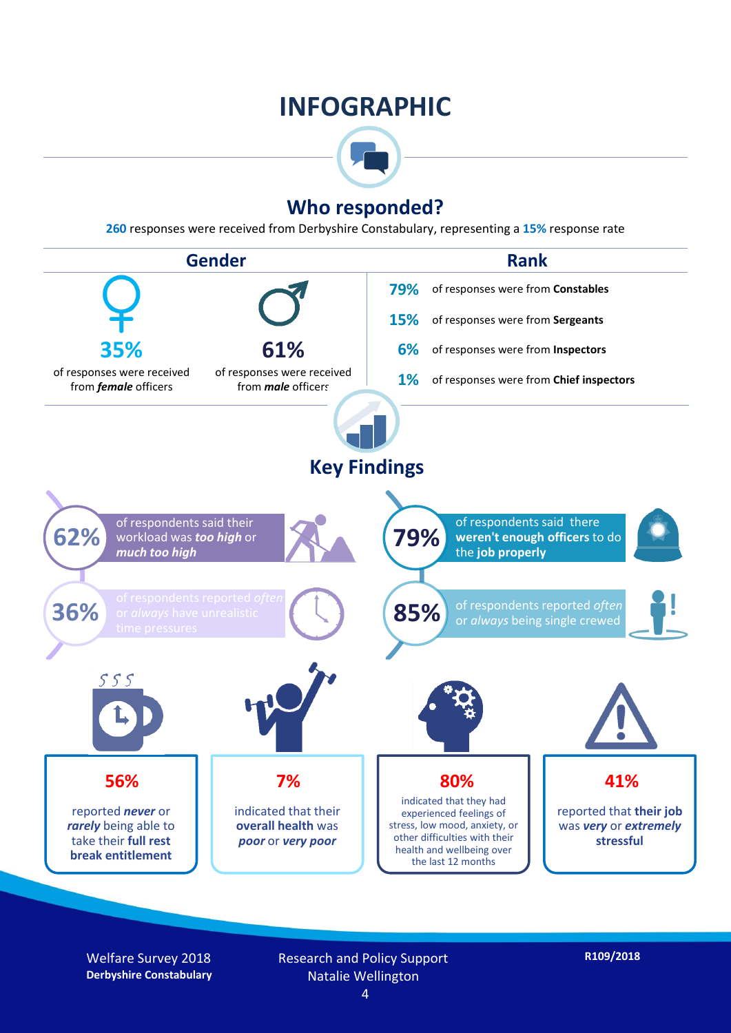# INFOGRAPHIC

## Who responded?

**260** responses were received from Derbyshire Constabulary, representing a **15%** response rate

### Gender

**35%** of responses were received from ***female*** officers

**61%** of responses were received from ***male*** officers

### Rank

**79%** of responses were from **Constables**

**15%** of responses were from **Sergeants**

**6%** of responses were from **Inspectors**

**1%** of responses were from **Chief inspectors**

## Key Findings

**62%** of respondents said their workload was ***too high*** or ***much too high***

**36%** of respondents reported *often* or *always* have unrealistic time pressures

**79%** of respondents said there **weren't enough officers** to do the **job properly**

**85%** of respondents reported *often* or *always* being single crewed

**56%** reported ***never*** or ***rarely*** being able to take their **full rest break entitlement**

**7%** indicated that their **overall health** was ***poor*** or ***very poor***

**80%** indicated that they had experienced feelings of stress, low mood, anxiety, or other difficulties with their health and wellbeing over the last 12 months

**41%** reported that **their job** was ***very*** or ***extremely*** **stressful**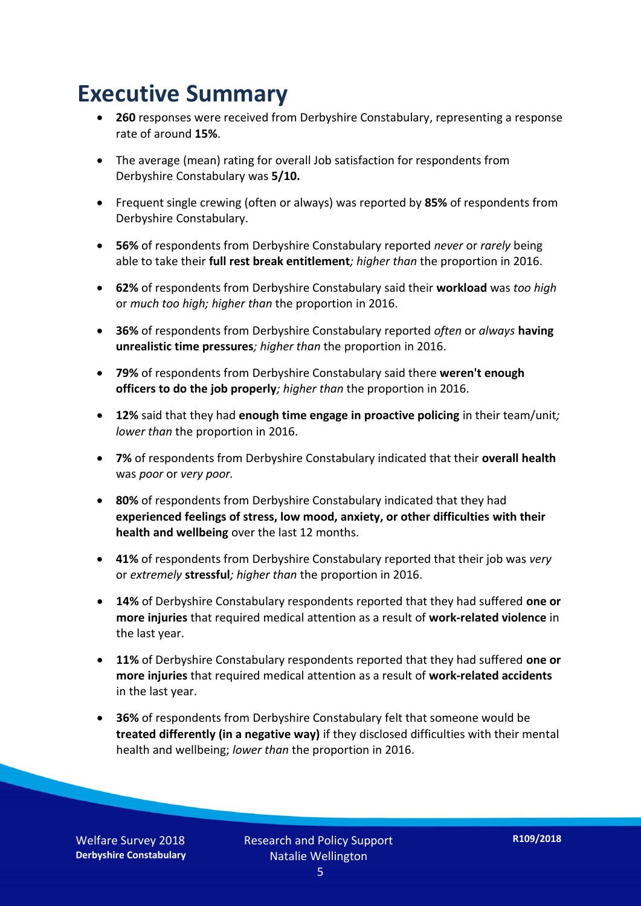# Executive Summary

- **260** responses were received from Derbyshire Constabulary, representing a response rate of around **15%**.
- The average (mean) rating for overall Job satisfaction for respondents from Derbyshire Constabulary was **5/10.**
- Frequent single crewing (often or always) was reported by **85%** of respondents from Derbyshire Constabulary.
- **56%** of respondents from Derbyshire Constabulary reported *never* or *rarely* being able to take their **full rest break entitlement***; higher than* the proportion in 2016.
- **62%** of respondents from Derbyshire Constabulary said their **workload** was *too high* or *much too high; higher than* the proportion in 2016.
- **36%** of respondents from Derbyshire Constabulary reported *often* or *always* **having unrealistic time pressures***; higher than* the proportion in 2016.
- **79%** of respondents from Derbyshire Constabulary said there **weren't enough officers to do the job properly***; higher than* the proportion in 2016.
- **12%** said that they had **enough time engage in proactive policing** in their team/unit*; lower than* the proportion in 2016.
- **7%** of respondents from Derbyshire Constabulary indicated that their **overall health** was *poor* or *very poor.*
- **80%** of respondents from Derbyshire Constabulary indicated that they had **experienced feelings of stress, low mood, anxiety, or other difficulties with their health and wellbeing** over the last 12 months.
- **41%** of respondents from Derbyshire Constabulary reported that their job was *very* or *extremely* **stressful***; higher than* the proportion in 2016.
- **14%** of Derbyshire Constabulary respondents reported that they had suffered **one or more injuries** that required medical attention as a result of **work-related violence** in the last year.
- **11%** of Derbyshire Constabulary respondents reported that they had suffered **one or more injuries** that required medical attention as a result of **work-related accidents** in the last year.
- **36%** of respondents from Derbyshire Constabulary felt that someone would be **treated differently (in a negative way)** if they disclosed difficulties with their mental health and wellbeing; *lower than* the proportion in 2016.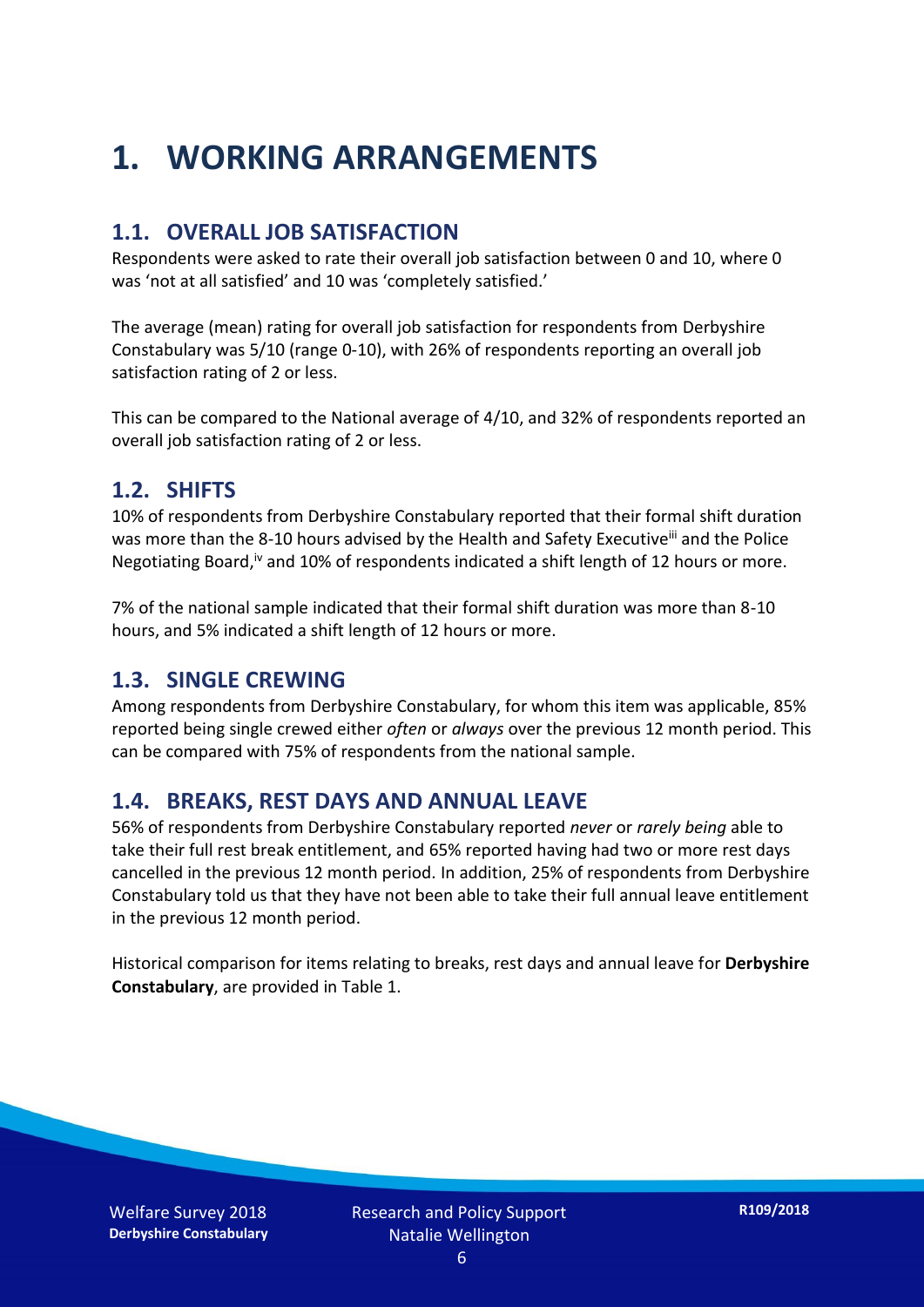# 1. WORKING ARRANGEMENTS

## 1.1. OVERALL JOB SATISFACTION

Respondents were asked to rate their overall job satisfaction between 0 and 10, where 0 was 'not at all satisfied' and 10 was 'completely satisfied.'

The average (mean) rating for overall job satisfaction for respondents from Derbyshire Constabulary was 5/10 (range 0-10), with 26% of respondents reporting an overall job satisfaction rating of 2 or less.

This can be compared to the National average of 4/10, and 32% of respondents reported an overall job satisfaction rating of 2 or less.

## 1.2. SHIFTS

10% of respondents from Derbyshire Constabulary reported that their formal shift duration was more than the 8-10 hours advised by the Health and Safety Executive[iii] and the Police Negotiating Board,[iv] and 10% of respondents indicated a shift length of 12 hours or more.

7% of the national sample indicated that their formal shift duration was more than 8-10 hours, and 5% indicated a shift length of 12 hours or more.

## 1.3. SINGLE CREWING

Among respondents from Derbyshire Constabulary, for whom this item was applicable, 85% reported being single crewed either *often* or *always* over the previous 12 month period. This can be compared with 75% of respondents from the national sample.

## 1.4. BREAKS, REST DAYS AND ANNUAL LEAVE

56% of respondents from Derbyshire Constabulary reported *never* or *rarely being* able to take their full rest break entitlement, and 65% reported having had two or more rest days cancelled in the previous 12 month period. In addition, 25% of respondents from Derbyshire Constabulary told us that they have not been able to take their full annual leave entitlement in the previous 12 month period.

Historical comparison for items relating to breaks, rest days and annual leave for **Derbyshire Constabulary**, are provided in Table 1.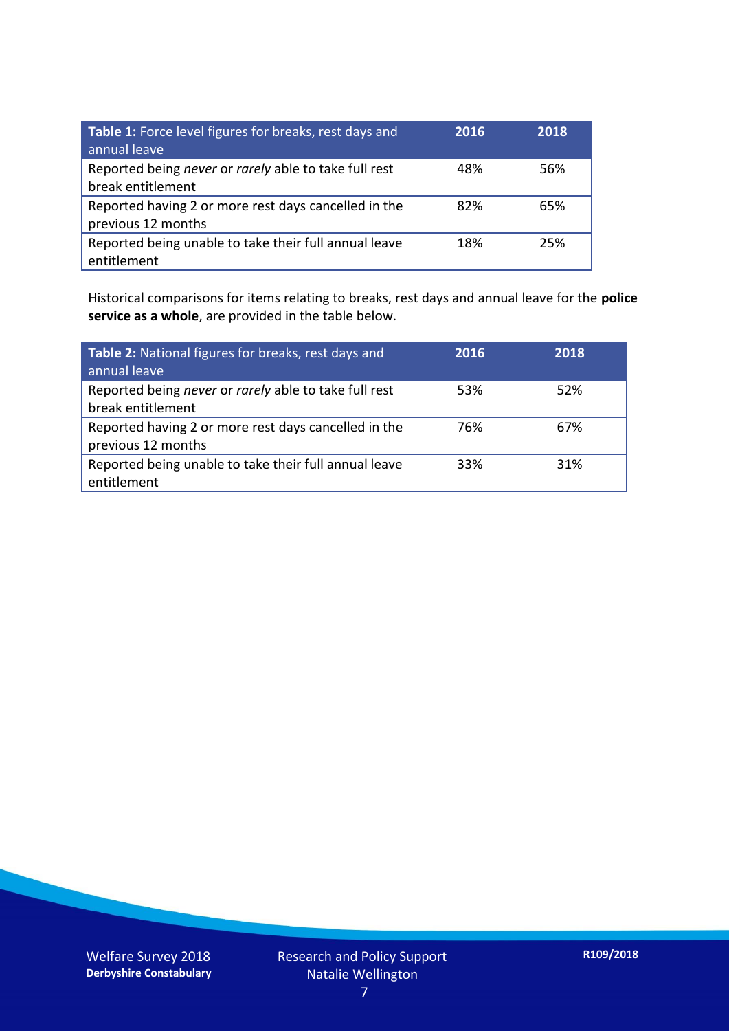| **Table 1:** Force level figures for breaks, rest days and annual leave | 2016 | 2018 |
| --- | --- | --- |
| Reported being *never* or *rarely* able to take full rest break entitlement | 48% | 56% |
| Reported having 2 or more rest days cancelled in the previous 12 months | 82% | 65% |
| Reported being unable to take their full annual leave entitlement | 18% | 25% |

Historical comparisons for items relating to breaks, rest days and annual leave for the **police service as a whole**, are provided in the table below.

| **Table 2:** National figures for breaks, rest days and annual leave | 2016 | 2018 |
| --- | --- | --- |
| Reported being *never* or *rarely* able to take full rest break entitlement | 53% | 52% |
| Reported having 2 or more rest days cancelled in the previous 12 months | 76% | 67% |
| Reported being unable to take their full annual leave entitlement | 33% | 31% |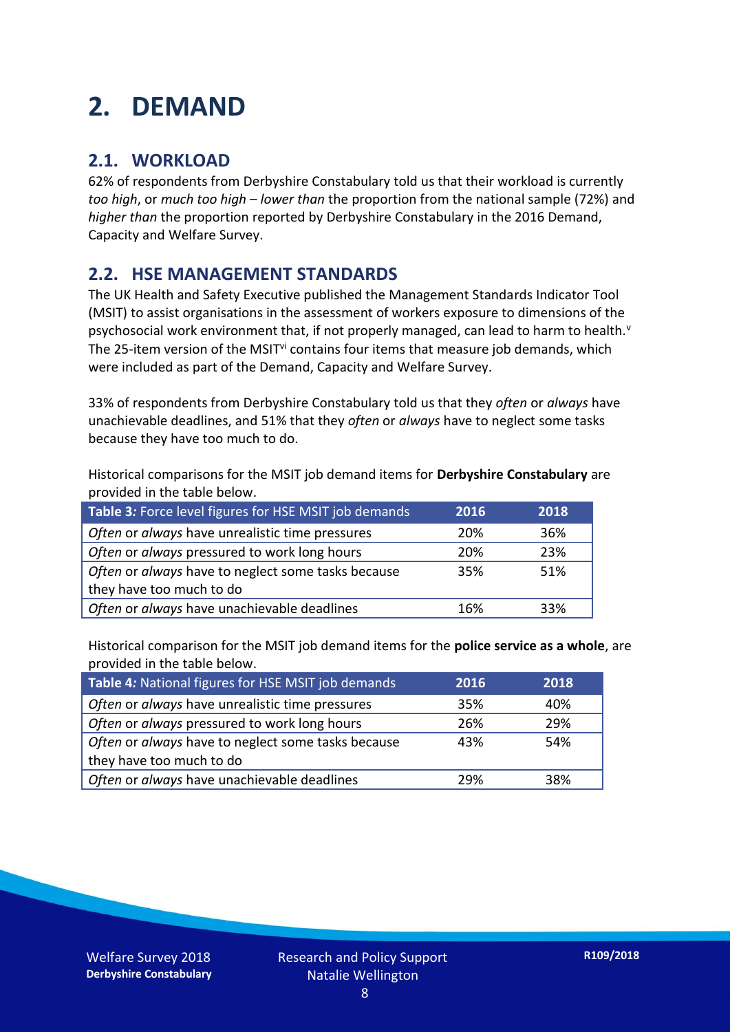# 2. DEMAND

## 2.1. WORKLOAD

62% of respondents from Derbyshire Constabulary told us that their workload is currently *too high*, or *much too high* – *lower than* the proportion from the national sample (72%) and *higher than* the proportion reported by Derbyshire Constabulary in the 2016 Demand, Capacity and Welfare Survey.

## 2.2. HSE MANAGEMENT STANDARDS

The UK Health and Safety Executive published the Management Standards Indicator Tool (MSIT) to assist organisations in the assessment of workers exposure to dimensions of the psychosocial work environment that, if not properly managed, can lead to harm to health.[v] The 25-item version of the MSIT[vi] contains four items that measure job demands, which were included as part of the Demand, Capacity and Welfare Survey.

33% of respondents from Derbyshire Constabulary told us that they *often* or *always* have unachievable deadlines, and 51% that they *often* or *always* have to neglect some tasks because they have too much to do.

Historical comparisons for the MSIT job demand items for **Derbyshire Constabulary** are provided in the table below.

| **Table 3:** Force level figures for HSE MSIT job demands | 2016 | 2018 |
|---|---|---|
| *Often* or *always* have unrealistic time pressures | 20% | 36% |
| *Often* or *always* pressured to work long hours | 20% | 23% |
| *Often* or *always* have to neglect some tasks because they have too much to do | 35% | 51% |
| *Often* or *always* have unachievable deadlines | 16% | 33% |

Historical comparison for the MSIT job demand items for the **police service as a whole**, are provided in the table below.

| **Table 4:** National figures for HSE MSIT job demands | 2016 | 2018 |
|---|---|---|
| *Often* or *always* have unrealistic time pressures | 35% | 40% |
| *Often* or *always* pressured to work long hours | 26% | 29% |
| *Often* or *always* have to neglect some tasks because they have too much to do | 43% | 54% |
| *Often* or *always* have unachievable deadlines | 29% | 38% |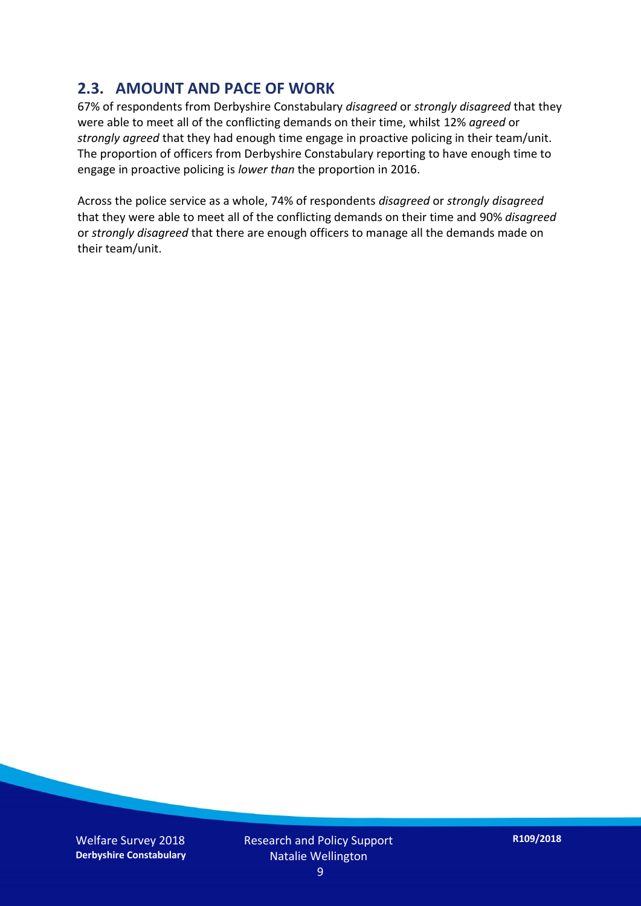## 2.3. AMOUNT AND PACE OF WORK

67% of respondents from Derbyshire Constabulary *disagreed* or *strongly disagreed* that they were able to meet all of the conflicting demands on their time, whilst 12% *agreed* or *strongly agreed* that they had enough time engage in proactive policing in their team/unit. The proportion of officers from Derbyshire Constabulary reporting to have enough time to engage in proactive policing is *lower than* the proportion in 2016.

Across the police service as a whole, 74% of respondents *disagreed* or *strongly disagreed* that they were able to meet all of the conflicting demands on their time and 90% *disagreed* or *strongly disagreed* that there are enough officers to manage all the demands made on their team/unit.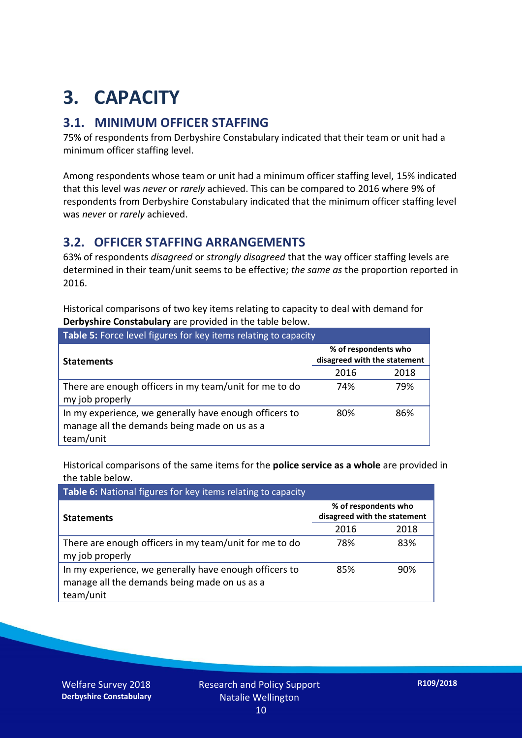# 3. CAPACITY

## 3.1. MINIMUM OFFICER STAFFING

75% of respondents from Derbyshire Constabulary indicated that their team or unit had a minimum officer staffing level.

Among respondents whose team or unit had a minimum officer staffing level, 15% indicated that this level was *never* or *rarely* achieved. This can be compared to 2016 where 9% of respondents from Derbyshire Constabulary indicated that the minimum officer staffing level was *never* or *rarely* achieved.

## 3.2. OFFICER STAFFING ARRANGEMENTS

63% of respondents *disagreed* or *strongly disagreed* that the way officer staffing levels are determined in their team/unit seems to be effective; *the same as* the proportion reported in 2016.

Historical comparisons of two key items relating to capacity to deal with demand for **Derbyshire Constabulary** are provided in the table below.

**Table 5:** Force level figures for key items relating to capacity

| Statements | % of respondents who disagreed with the statement | |
|---|---|---|
| | 2016 | 2018 |
| There are enough officers in my team/unit for me to do my job properly | 74% | 79% |
| In my experience, we generally have enough officers to manage all the demands being made on us as a team/unit | 80% | 86% |

Historical comparisons of the same items for the **police service as a whole** are provided in the table below.

**Table 6:** National figures for key items relating to capacity

| Statements | % of respondents who disagreed with the statement | |
|---|---|---|
| | 2016 | 2018 |
| There are enough officers in my team/unit for me to do my job properly | 78% | 83% |
| In my experience, we generally have enough officers to manage all the demands being made on us as a team/unit | 85% | 90% |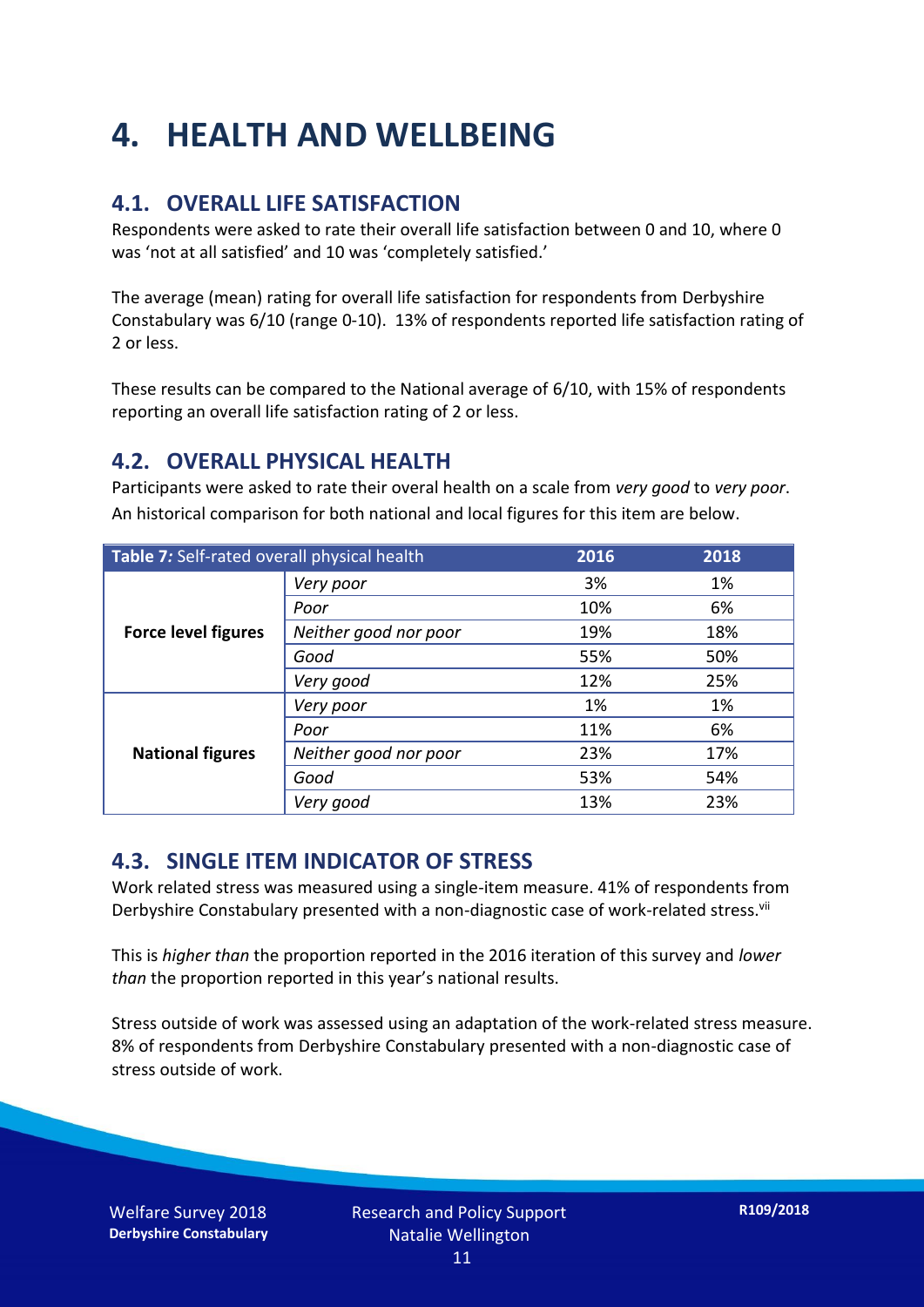# 4. HEALTH AND WELLBEING

## 4.1. OVERALL LIFE SATISFACTION

Respondents were asked to rate their overall life satisfaction between 0 and 10, where 0 was 'not at all satisfied' and 10 was 'completely satisfied.'

The average (mean) rating for overall life satisfaction for respondents from Derbyshire Constabulary was 6/10 (range 0-10). 13% of respondents reported life satisfaction rating of 2 or less.

These results can be compared to the National average of 6/10, with 15% of respondents reporting an overall life satisfaction rating of 2 or less.

## 4.2. OVERALL PHYSICAL HEALTH

Participants were asked to rate their overal health on a scale from *very good* to *very poor*. An historical comparison for both national and local figures for this item are below.

| Table 7: Self-rated overall physical health | | 2016 | 2018 |
|---|---|---|---|
| **Force level figures** | *Very poor* | 3% | 1% |
| | *Poor* | 10% | 6% |
| | *Neither good nor poor* | 19% | 18% |
| | *Good* | 55% | 50% |
| | *Very good* | 12% | 25% |
| **National figures** | *Very poor* | 1% | 1% |
| | *Poor* | 11% | 6% |
| | *Neither good nor poor* | 23% | 17% |
| | *Good* | 53% | 54% |
| | *Very good* | 13% | 23% |

## 4.3. SINGLE ITEM INDICATOR OF STRESS

Work related stress was measured using a single-item measure. 41% of respondents from Derbyshire Constabulary presented with a non-diagnostic case of work-related stress.[vii]

This is *higher than* the proportion reported in the 2016 iteration of this survey and *lower than* the proportion reported in this year's national results.

Stress outside of work was assessed using an adaptation of the work-related stress measure. 8% of respondents from Derbyshire Constabulary presented with a non-diagnostic case of stress outside of work.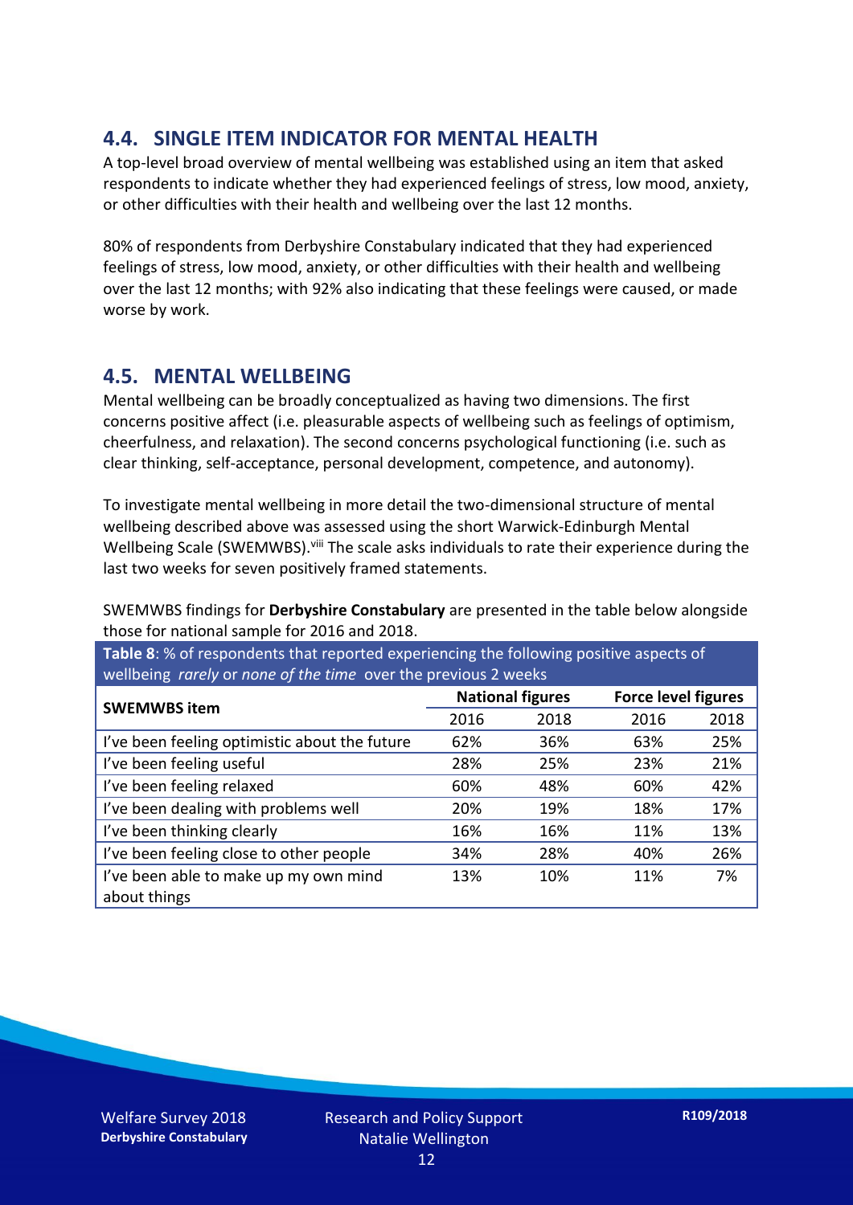## 4.4. SINGLE ITEM INDICATOR FOR MENTAL HEALTH

A top-level broad overview of mental wellbeing was established using an item that asked respondents to indicate whether they had experienced feelings of stress, low mood, anxiety, or other difficulties with their health and wellbeing over the last 12 months.

80% of respondents from Derbyshire Constabulary indicated that they had experienced feelings of stress, low mood, anxiety, or other difficulties with their health and wellbeing over the last 12 months; with 92% also indicating that these feelings were caused, or made worse by work.

## 4.5. MENTAL WELLBEING

Mental wellbeing can be broadly conceptualized as having two dimensions. The first concerns positive affect (i.e. pleasurable aspects of wellbeing such as feelings of optimism, cheerfulness, and relaxation). The second concerns psychological functioning (i.e. such as clear thinking, self-acceptance, personal development, competence, and autonomy).

To investigate mental wellbeing in more detail the two-dimensional structure of mental wellbeing described above was assessed using the short Warwick-Edinburgh Mental Wellbeing Scale (SWEMWBS).[viii] The scale asks individuals to rate their experience during the last two weeks for seven positively framed statements.

SWEMWBS findings for **Derbyshire Constabulary** are presented in the table below alongside those for national sample for 2016 and 2018.

**Table 8**: % of respondents that reported experiencing the following positive aspects of wellbeing *rarely* or *none of the time* over the previous 2 weeks

| SWEMWBS item | National figures | | Force level figures | |
|---|---|---|---|---|
| | 2016 | 2018 | 2016 | 2018 |
| I've been feeling optimistic about the future | 62% | 36% | 63% | 25% |
| I've been feeling useful | 28% | 25% | 23% | 21% |
| I've been feeling relaxed | 60% | 48% | 60% | 42% |
| I've been dealing with problems well | 20% | 19% | 18% | 17% |
| I've been thinking clearly | 16% | 16% | 11% | 13% |
| I've been feeling close to other people | 34% | 28% | 40% | 26% |
| I've been able to make up my own mind about things | 13% | 10% | 11% | 7% |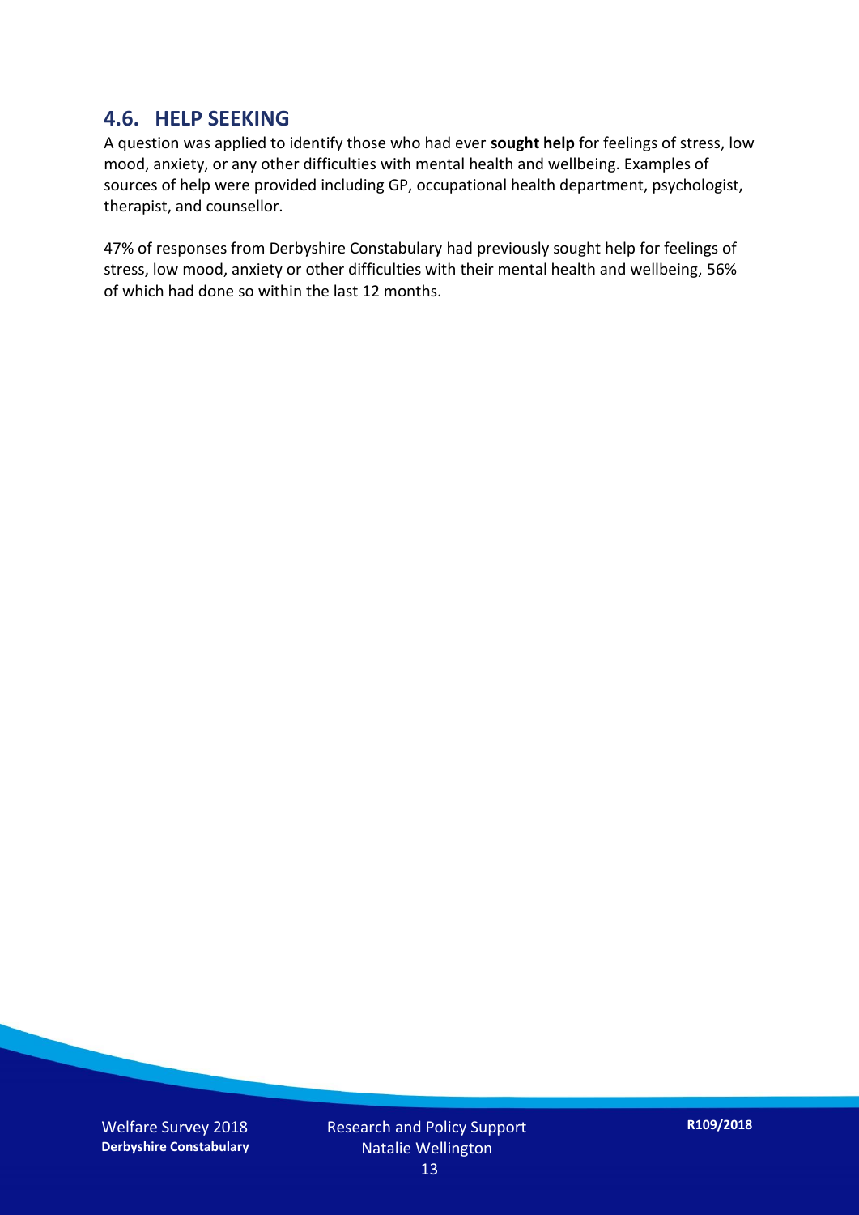## 4.6. HELP SEEKING

A question was applied to identify those who had ever **sought help** for feelings of stress, low mood, anxiety, or any other difficulties with mental health and wellbeing. Examples of sources of help were provided including GP, occupational health department, psychologist, therapist, and counsellor.

47% of responses from Derbyshire Constabulary had previously sought help for feelings of stress, low mood, anxiety or other difficulties with their mental health and wellbeing, 56% of which had done so within the last 12 months.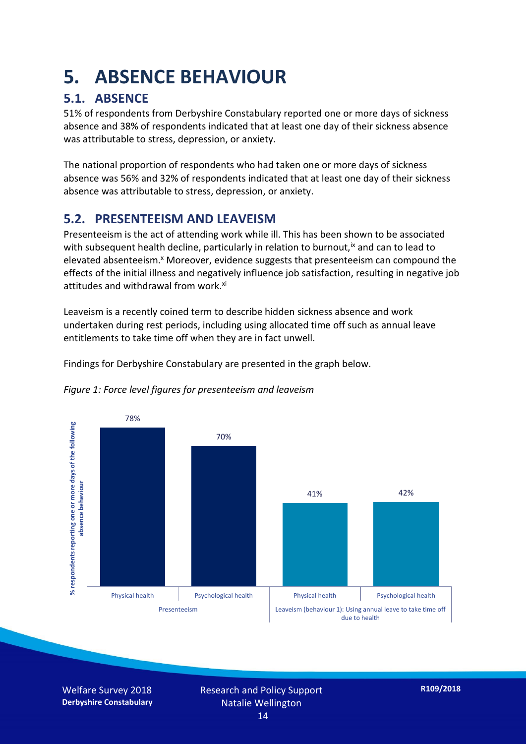# 5. ABSENCE BEHAVIOUR

## 5.1. ABSENCE

51% of respondents from Derbyshire Constabulary reported one or more days of sickness absence and 38% of respondents indicated that at least one day of their sickness absence was attributable to stress, depression, or anxiety.

The national proportion of respondents who had taken one or more days of sickness absence was 56% and 32% of respondents indicated that at least one day of their sickness absence was attributable to stress, depression, or anxiety.

## 5.2. PRESENTEEISM AND LEAVEISM

Presenteeism is the act of attending work while ill. This has been shown to be associated with subsequent health decline, particularly in relation to burnout,[ix] and can to lead to elevated absenteeism.[x] Moreover, evidence suggests that presenteeism can compound the effects of the initial illness and negatively influence job satisfaction, resulting in negative job attitudes and withdrawal from work.[xi]

Leaveism is a recently coined term to describe hidden sickness absence and work undertaken during rest periods, including using allocated time off such as annual leave entitlements to take time off when they are in fact unwell.

Findings for Derbyshire Constabulary are presented in the graph below.

*Figure 1: Force level figures for presenteeism and leaveism*

| | Presenteeism | | Leaveism (behaviour 1): Using annual leave to take time off due to health | |
|---|---|---|---|---|
| | Physical health | Psychological health | Physical health | Psychological health |
| % respondents reporting one or more days of the following absence behaviour | 78% | 70% | 41% | 42% |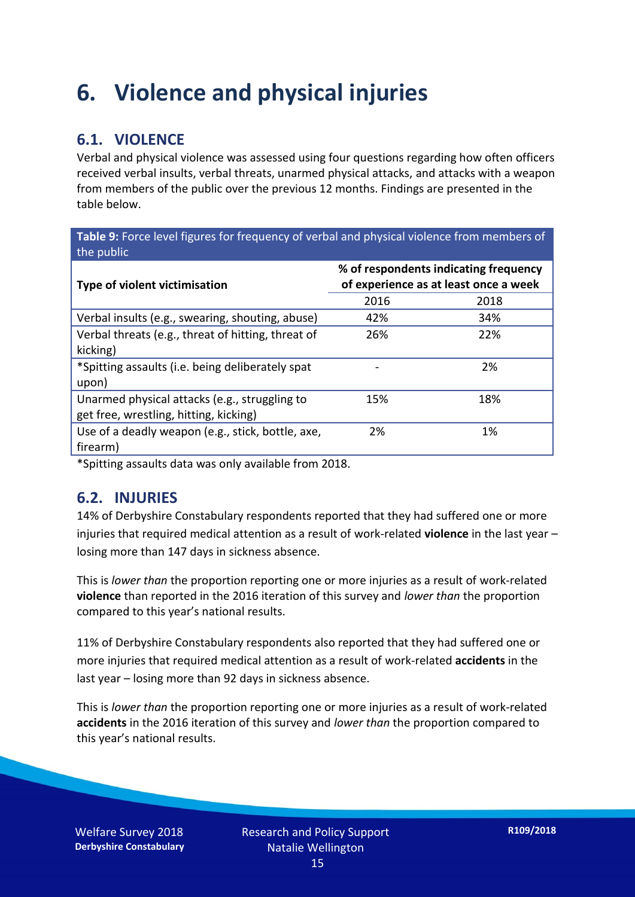# 6. Violence and physical injuries

## 6.1. VIOLENCE

Verbal and physical violence was assessed using four questions regarding how often officers received verbal insults, verbal threats, unarmed physical attacks, and attacks with a weapon from members of the public over the previous 12 months. Findings are presented in the table below.

**Table 9:** Force level figures for frequency of verbal and physical violence from members of the public

| Type of violent victimisation | % of respondents indicating frequency of experience as at least once a week | |
|---|---|---|
| | 2016 | 2018 |
| Verbal insults (e.g., swearing, shouting, abuse) | 42% | 34% |
| Verbal threats (e.g., threat of hitting, threat of kicking) | 26% | 22% |
| *Spitting assaults (i.e. being deliberately spat upon) | - | 2% |
| Unarmed physical attacks (e.g., struggling to get free, wrestling, hitting, kicking) | 15% | 18% |
| Use of a deadly weapon (e.g., stick, bottle, axe, firearm) | 2% | 1% |

*Spitting assaults data was only available from 2018.

## 6.2. INJURIES

14% of Derbyshire Constabulary respondents reported that they had suffered one or more injuries that required medical attention as a result of work-related **violence** in the last year – losing more than 147 days in sickness absence.

This is *lower than* the proportion reporting one or more injuries as a result of work-related **violence** than reported in the 2016 iteration of this survey and *lower than* the proportion compared to this year's national results.

11% of Derbyshire Constabulary respondents also reported that they had suffered one or more injuries that required medical attention as a result of work-related **accidents** in the last year – losing more than 92 days in sickness absence.

This is *lower than* the proportion reporting one or more injuries as a result of work-related **accidents** in the 2016 iteration of this survey and *lower than* the proportion compared to this year's national results.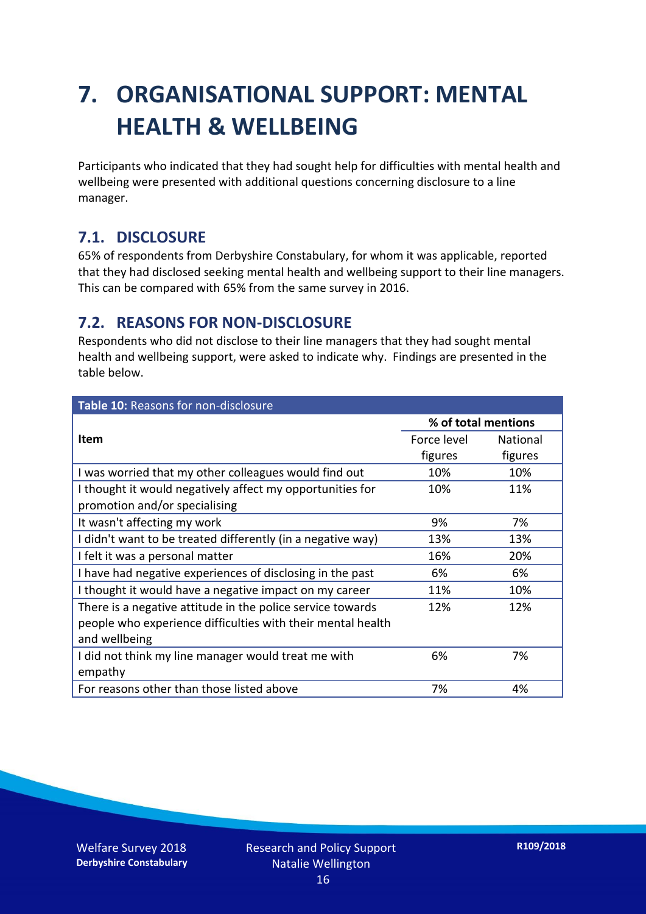# 7. ORGANISATIONAL SUPPORT: MENTAL HEALTH & WELLBEING

Participants who indicated that they had sought help for difficulties with mental health and wellbeing were presented with additional questions concerning disclosure to a line manager.

## 7.1. DISCLOSURE

65% of respondents from Derbyshire Constabulary, for whom it was applicable, reported that they had disclosed seeking mental health and wellbeing support to their line managers. This can be compared with 65% from the same survey in 2016.

## 7.2. REASONS FOR NON-DISCLOSURE

Respondents who did not disclose to their line managers that they had sought mental health and wellbeing support, were asked to indicate why. Findings are presented in the table below.

**Table 10:** Reasons for non-disclosure

| Item | % of total mentions | |
|---|---|---|
| | Force level figures | National figures |
| I was worried that my other colleagues would find out | 10% | 10% |
| I thought it would negatively affect my opportunities for promotion and/or specialising | 10% | 11% |
| It wasn't affecting my work | 9% | 7% |
| I didn't want to be treated differently (in a negative way) | 13% | 13% |
| I felt it was a personal matter | 16% | 20% |
| I have had negative experiences of disclosing in the past | 6% | 6% |
| I thought it would have a negative impact on my career | 11% | 10% |
| There is a negative attitude in the police service towards people who experience difficulties with their mental health and wellbeing | 12% | 12% |
| I did not think my line manager would treat me with empathy | 6% | 7% |
| For reasons other than those listed above | 7% | 4% |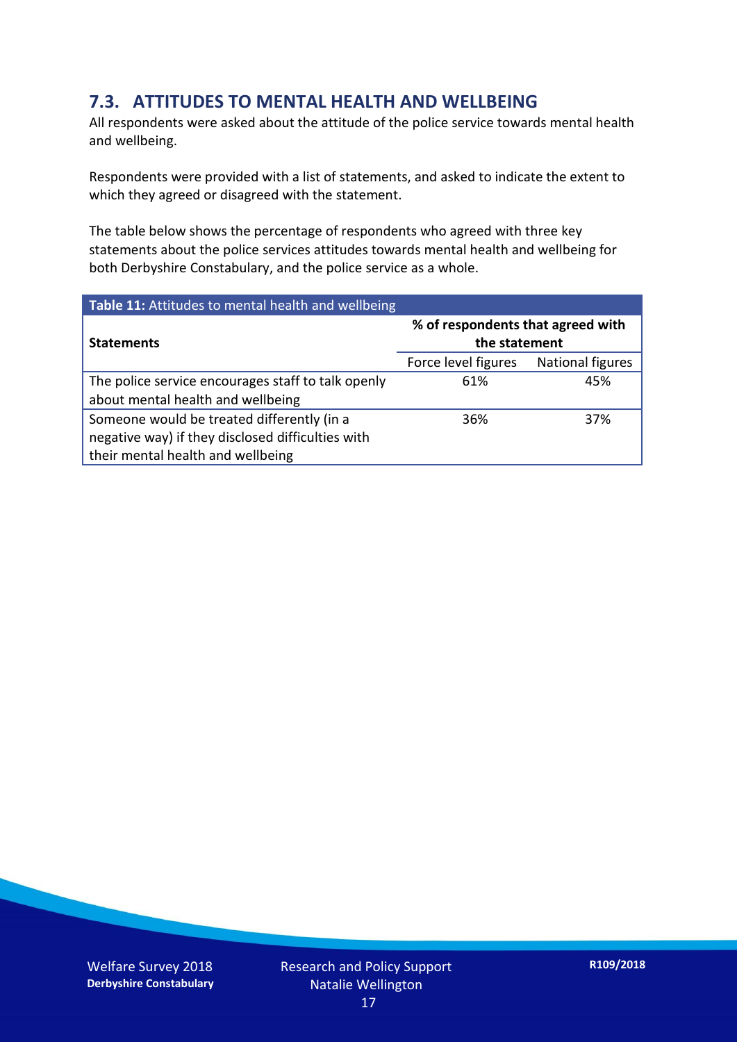## 7.3. ATTITUDES TO MENTAL HEALTH AND WELLBEING

All respondents were asked about the attitude of the police service towards mental health and wellbeing.

Respondents were provided with a list of statements, and asked to indicate the extent to which they agreed or disagreed with the statement.

The table below shows the percentage of respondents who agreed with three key statements about the police services attitudes towards mental health and wellbeing for both Derbyshire Constabulary, and the police service as a whole.

**Table 11:** Attitudes to mental health and wellbeing

| **Statements** | **% of respondents that agreed with the statement** | |
|---|---|---|
| | Force level figures | National figures |
| The police service encourages staff to talk openly about mental health and wellbeing | 61% | 45% |
| Someone would be treated differently (in a negative way) if they disclosed difficulties with their mental health and wellbeing | 36% | 37% |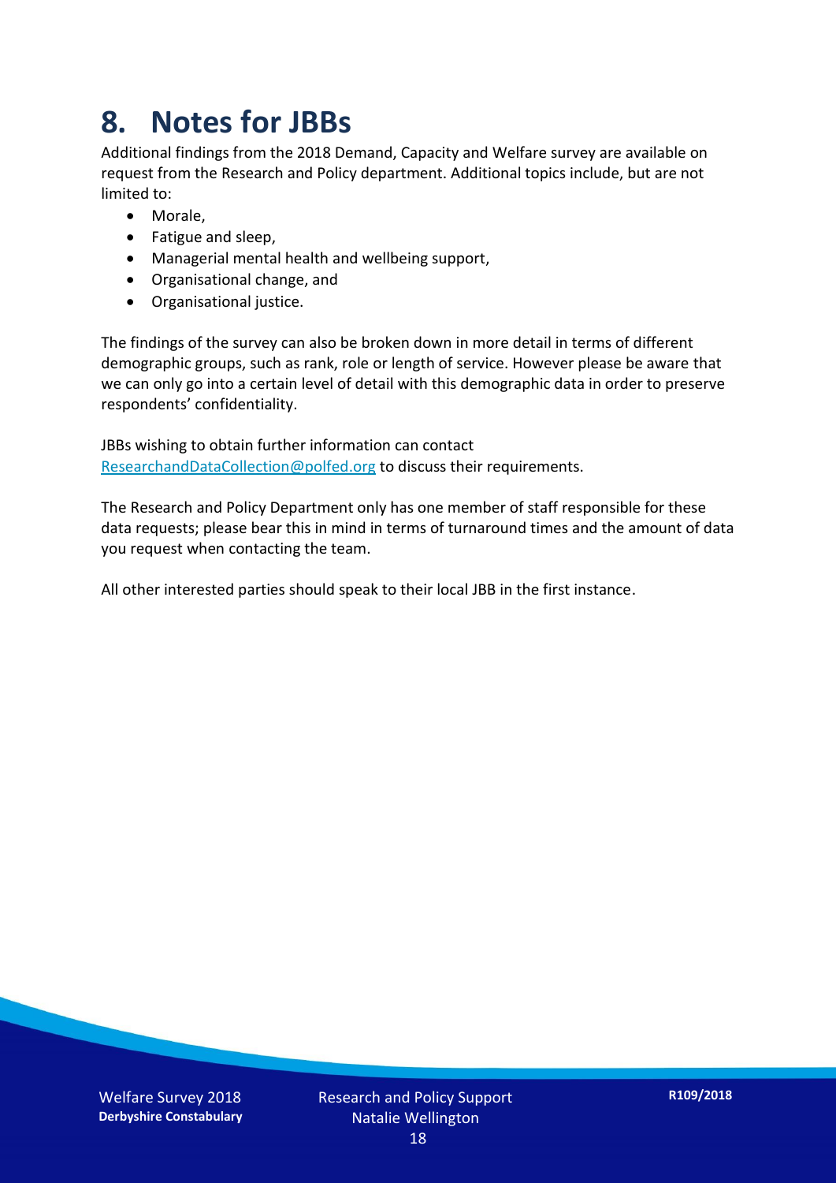# 8. Notes for JBBs

Additional findings from the 2018 Demand, Capacity and Welfare survey are available on request from the Research and Policy department. Additional topics include, but are not limited to:

- Morale,
- Fatigue and sleep,
- Managerial mental health and wellbeing support,
- Organisational change, and
- Organisational justice.

The findings of the survey can also be broken down in more detail in terms of different demographic groups, such as rank, role or length of service. However please be aware that we can only go into a certain level of detail with this demographic data in order to preserve respondents' confidentiality.

JBBs wishing to obtain further information can contact ResearchandDataCollection@polfed.org to discuss their requirements.

The Research and Policy Department only has one member of staff responsible for these data requests; please bear this in mind in terms of turnaround times and the amount of data you request when contacting the team.

All other interested parties should speak to their local JBB in the first instance.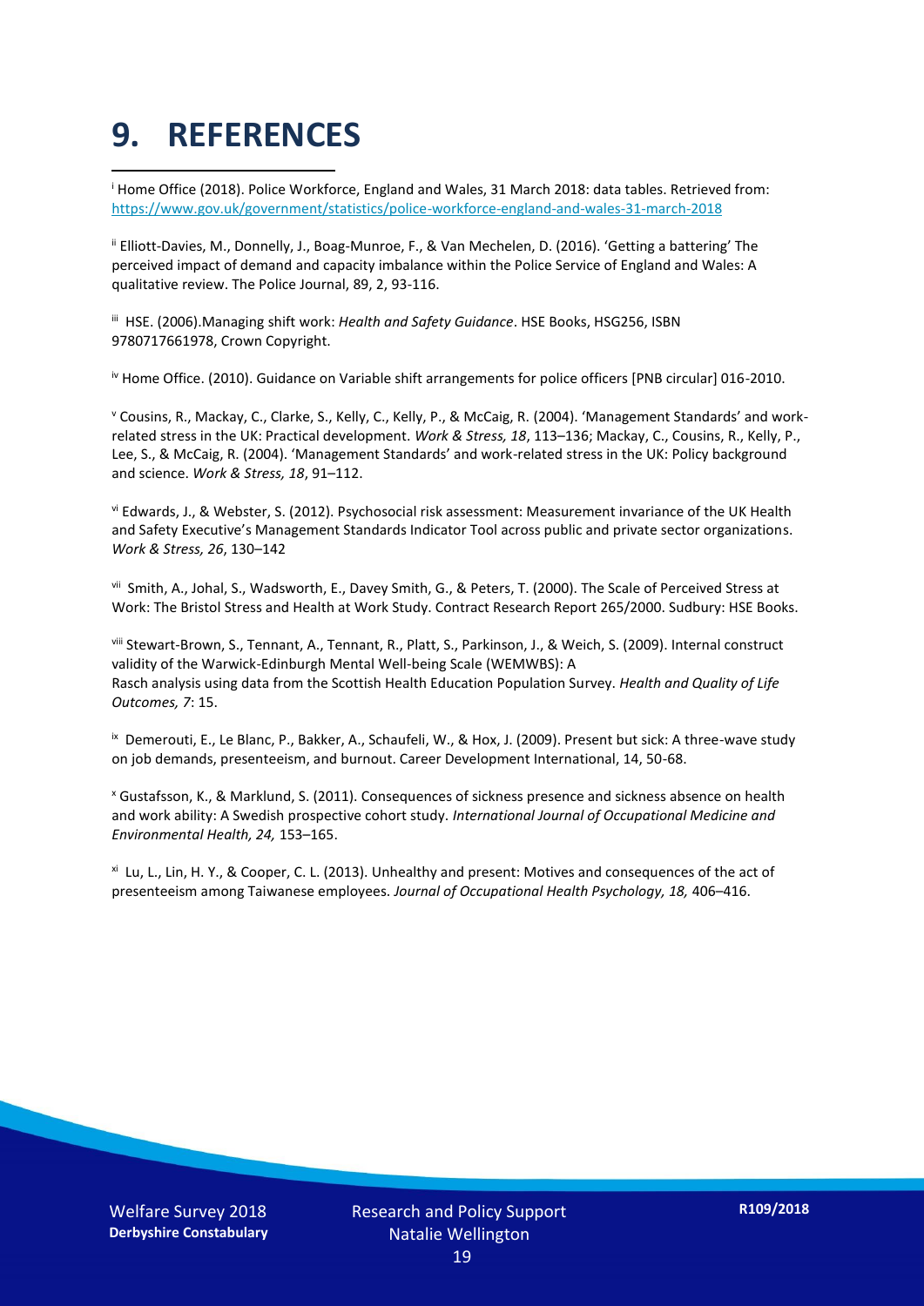# 9. REFERENCES

[i] Home Office (2018). Police Workforce, England and Wales, 31 March 2018: data tables. Retrieved from: https://www.gov.uk/government/statistics/police-workforce-england-and-wales-31-march-2018

[ii] Elliott-Davies, M., Donnelly, J., Boag-Munroe, F., & Van Mechelen, D. (2016). 'Getting a battering' The perceived impact of demand and capacity imbalance within the Police Service of England and Wales: A qualitative review. The Police Journal, 89, 2, 93-116.

[iii] HSE. (2006).Managing shift work: *Health and Safety Guidance*. HSE Books, HSG256, ISBN 9780717661978, Crown Copyright.

[iv] Home Office. (2010). Guidance on Variable shift arrangements for police officers [PNB circular] 016-2010.

[v] Cousins, R., Mackay, C., Clarke, S., Kelly, C., Kelly, P., & McCaig, R. (2004). 'Management Standards' and work-related stress in the UK: Practical development. *Work & Stress, 18*, 113–136; Mackay, C., Cousins, R., Kelly, P., Lee, S., & McCaig, R. (2004). 'Management Standards' and work-related stress in the UK: Policy background and science. *Work & Stress, 18*, 91–112.

[vi] Edwards, J., & Webster, S. (2012). Psychosocial risk assessment: Measurement invariance of the UK Health and Safety Executive's Management Standards Indicator Tool across public and private sector organizations. *Work & Stress, 26*, 130–142

[vii] Smith, A., Johal, S., Wadsworth, E., Davey Smith, G., & Peters, T. (2000). The Scale of Perceived Stress at Work: The Bristol Stress and Health at Work Study. Contract Research Report 265/2000. Sudbury: HSE Books.

[viii] Stewart-Brown, S., Tennant, A., Tennant, R., Platt, S., Parkinson, J., & Weich, S. (2009). Internal construct validity of the Warwick-Edinburgh Mental Well-being Scale (WEMWBS): A Rasch analysis using data from the Scottish Health Education Population Survey. *Health and Quality of Life Outcomes, 7*: 15.

[ix] Demerouti, E., Le Blanc, P., Bakker, A., Schaufeli, W., & Hox, J. (2009). Present but sick: A three-wave study on job demands, presenteeism, and burnout. Career Development International, 14, 50-68.

[x] Gustafsson, K., & Marklund, S. (2011). Consequences of sickness presence and sickness absence on health and work ability: A Swedish prospective cohort study. *International Journal of Occupational Medicine and Environmental Health, 24,* 153–165.

[xi] Lu, L., Lin, H. Y., & Cooper, C. L. (2013). Unhealthy and present: Motives and consequences of the act of presenteeism among Taiwanese employees. *Journal of Occupational Health Psychology, 18,* 406–416.